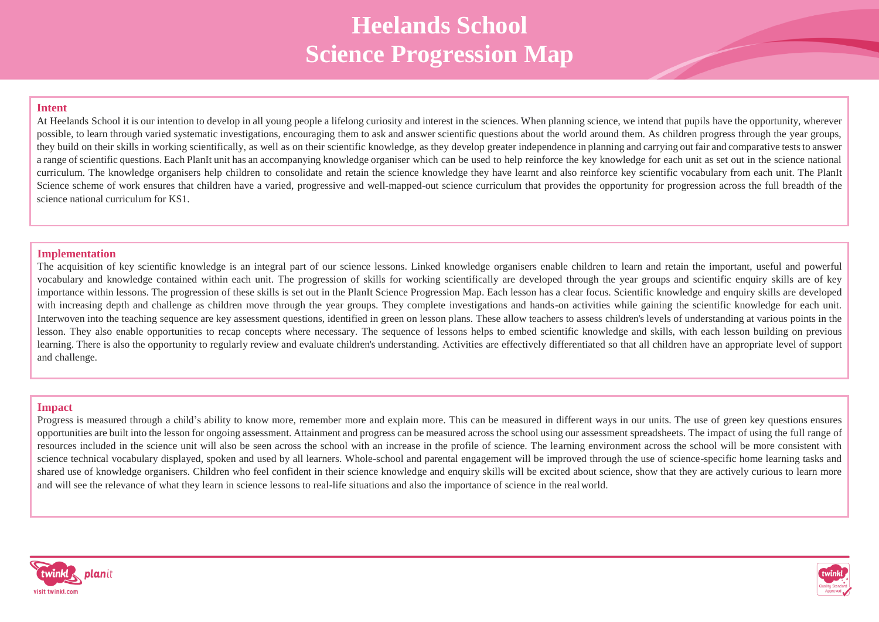# Heelands School
# Science Progression Map

## Intent

At Heelands School it is our intention to develop in all young people a lifelong curiosity and interest in the sciences. When planning science, we intend that pupils have the opportunity, wherever possible, to learn through varied systematic investigations, encouraging them to ask and answer scientific questions about the world around them. As children progress through the year groups, they build on their skills in working scientifically, as well as on their scientific knowledge, as they develop greater independence in planning and carrying out fair and comparative tests to answer a range of scientific questions. Each PlanIt unit has an accompanying knowledge organiser which can be used to help reinforce the key knowledge for each unit as set out in the science national curriculum. The knowledge organisers help children to consolidate and retain the science knowledge they have learnt and also reinforce key scientific vocabulary from each unit. The PlanIt Science scheme of work ensures that children have a varied, progressive and well-mapped-out science curriculum that provides the opportunity for progression across the full breadth of the science national curriculum for KS1.

## Implementation

The acquisition of key scientific knowledge is an integral part of our science lessons. Linked knowledge organisers enable children to learn and retain the important, useful and powerful vocabulary and knowledge contained within each unit. The progression of skills for working scientifically are developed through the year groups and scientific enquiry skills are of key importance within lessons. The progression of these skills is set out in the PlanIt Science Progression Map. Each lesson has a clear focus. Scientific knowledge and enquiry skills are developed with increasing depth and challenge as children move through the year groups. They complete investigations and hands-on activities while gaining the scientific knowledge for each unit. Interwoven into the teaching sequence are key assessment questions, identified in green on lesson plans. These allow teachers to assess children's levels of understanding at various points in the lesson. They also enable opportunities to recap concepts where necessary. The sequence of lessons helps to embed scientific knowledge and skills, with each lesson building on previous learning. There is also the opportunity to regularly review and evaluate children's understanding. Activities are effectively differentiated so that all children have an appropriate level of support and challenge.

## Impact

Progress is measured through a child's ability to know more, remember more and explain more. This can be measured in different ways in our units. The use of green key questions ensures opportunities are built into the lesson for ongoing assessment. Attainment and progress can be measured across the school using our assessment spreadsheets. The impact of using the full range of resources included in the science unit will also be seen across the school with an increase in the profile of science. The learning environment across the school will be more consistent with science technical vocabulary displayed, spoken and used by all learners. Whole-school and parental engagement will be improved through the use of science-specific home learning tasks and shared use of knowledge organisers. Children who feel confident in their science knowledge and enquiry skills will be excited about science, show that they are actively curious to learn more and will see the relevance of what they learn in science lessons to real-life situations and also the importance of science in the real world.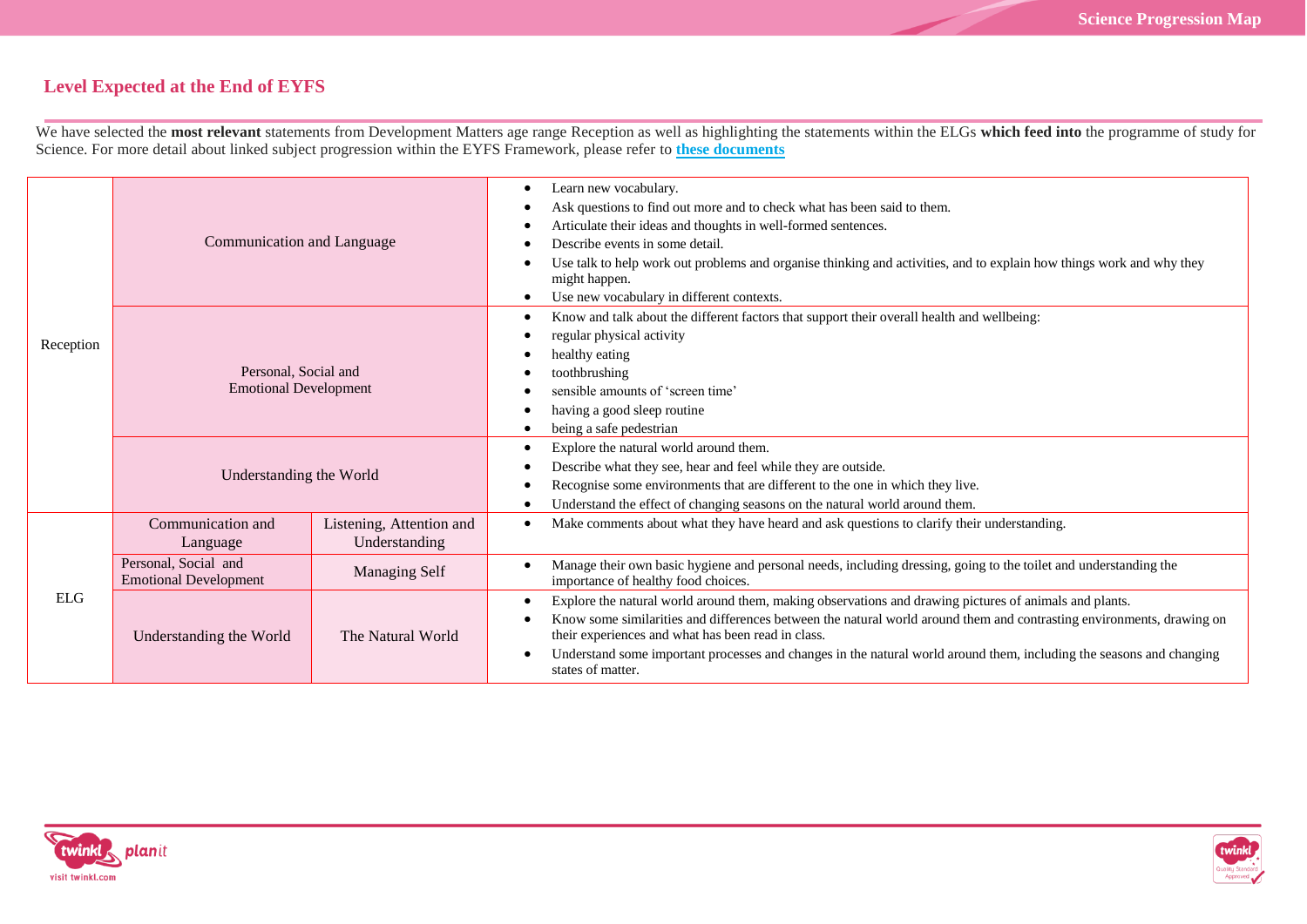## Level Expected at the End of EYFS

We have selected the **most relevant** statements from Development Matters age range Reception as well as highlighting the statements within the ELGs **which feed into** the programme of study for Science. For more detail about linked subject progression within the EYFS Framework, please refer to **these documents**

| | | | |
|---|---|---|---|
| Reception | Communication and Language | | • Learn new vocabulary.<br>• Ask questions to find out more and to check what has been said to them.<br>• Articulate their ideas and thoughts in well-formed sentences.<br>• Describe events in some detail.<br>• Use talk to help work out problems and organise thinking and activities, and to explain how things work and why they might happen.<br>• Use new vocabulary in different contexts. |
| | Personal, Social and Emotional Development | | • Know and talk about the different factors that support their overall health and wellbeing:<br>• regular physical activity<br>• healthy eating<br>• toothbrushing<br>• sensible amounts of 'screen time'<br>• having a good sleep routine<br>• being a safe pedestrian |
| | Understanding the World | | • Explore the natural world around them.<br>• Describe what they see, hear and feel while they are outside.<br>• Recognise some environments that are different to the one in which they live.<br>• Understand the effect of changing seasons on the natural world around them. |
| ELG | Communication and Language | Listening, Attention and Understanding | • Make comments about what they have heard and ask questions to clarify their understanding. |
| | Personal, Social and Emotional Development | Managing Self | • Manage their own basic hygiene and personal needs, including dressing, going to the toilet and understanding the importance of healthy food choices. |
| | Understanding the World | The Natural World | • Explore the natural world around them, making observations and drawing pictures of animals and plants.<br>• Know some similarities and differences between the natural world around them and contrasting environments, drawing on their experiences and what has been read in class.<br>• Understand some important processes and changes in the natural world around them, including the seasons and changing states of matter. |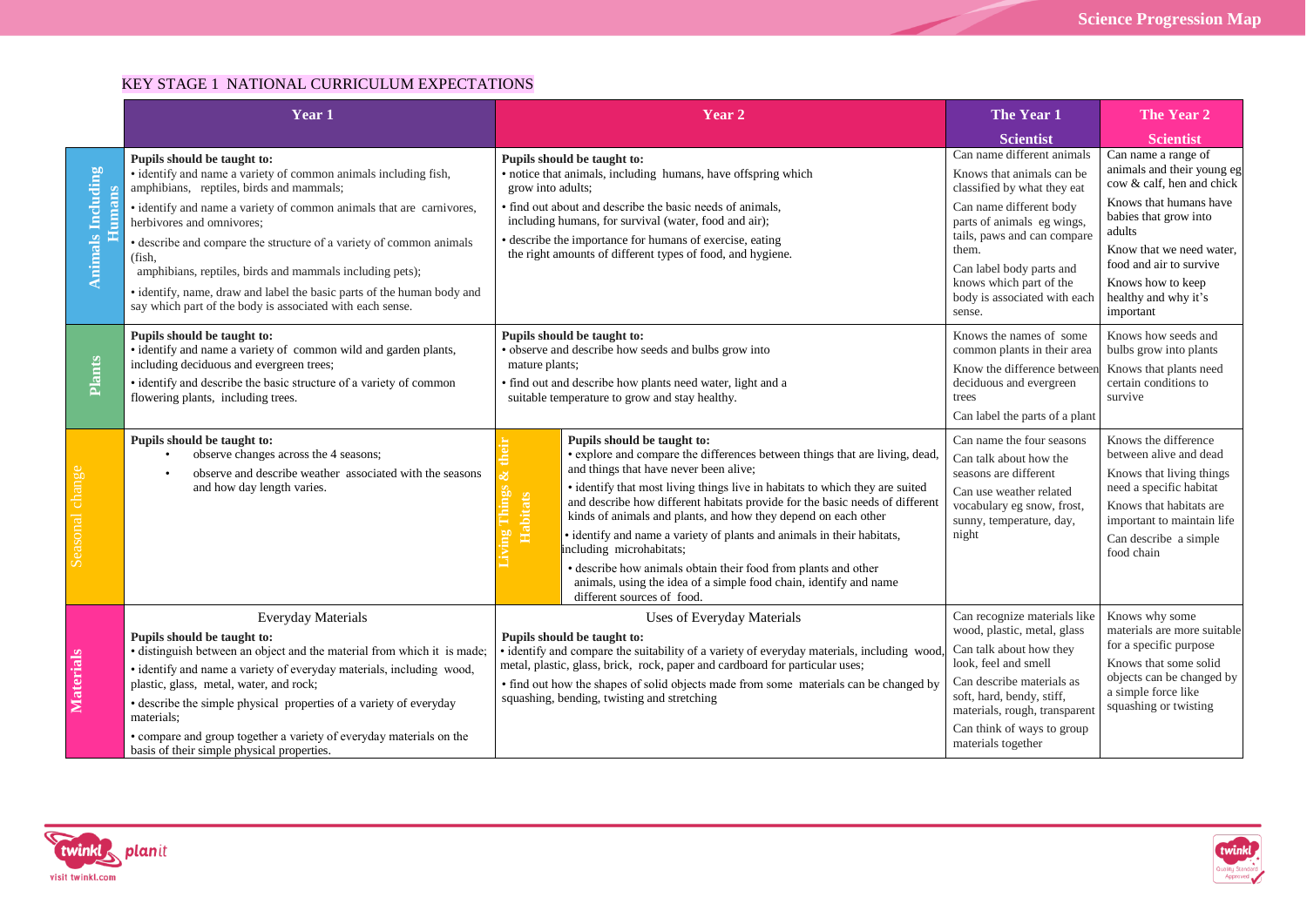KEY STAGE 1 NATIONAL CURRICULUM EXPECTATIONS

| | Year 1 | Year 2 | The Year 1 Scientist | The Year 2 Scientist |
|---|---|---|---|---|
| **Animals Including Humans** | **Pupils should be taught to:**<br>• identify and name a variety of common animals including fish, amphibians, reptiles, birds and mammals;<br>• identify and name a variety of common animals that are carnivores, herbivores and omnivores;<br>• describe and compare the structure of a variety of common animals (fish, amphibians, reptiles, birds and mammals including pets);<br>• identify, name, draw and label the basic parts of the human body and say which part of the body is associated with each sense. | **Pupils should be taught to:**<br>• notice that animals, including humans, have offspring which grow into adults;<br>• find out about and describe the basic needs of animals, including humans, for survival (water, food and air);<br>• describe the importance for humans of exercise, eating the right amounts of different types of food, and hygiene. | Can name different animals<br>Knows that animals can be classified by what they eat<br>Can name different body parts of animals eg wings, tails, paws and can compare them.<br>Can label body parts and knows which part of the body is associated with each sense. | Can name a range of animals and their young eg cow & calf, hen and chick<br>Knows that humans have babies that grow into adults<br>Know that we need water, food and air to survive<br>Knows how to keep healthy and why it's important |
| **Plants** | **Pupils should be taught to:**<br>• identify and name a variety of common wild and garden plants, including deciduous and evergreen trees;<br>• identify and describe the basic structure of a variety of common flowering plants, including trees. | **Pupils should be taught to:**<br>• observe and describe how seeds and bulbs grow into mature plants;<br>• find out and describe how plants need water, light and a suitable temperature to grow and stay healthy. | Knows the names of some common plants in their area<br>Know the difference between deciduous and evergreen trees<br>Can label the parts of a plant | Knows how seeds and bulbs grow into plants<br>Knows that plants need certain conditions to survive |
| **Seasonal change** (Year 1) / **Living Things & their Habitats** (Year 2) | **Pupils should be taught to:**<br>• observe changes across the 4 seasons;<br>• observe and describe weather associated with the seasons and how day length varies. | **Pupils should be taught to:**<br>• explore and compare the differences between things that are living, dead, and things that have never been alive;<br>• identify that most living things live in habitats to which they are suited and describe how different habitats provide for the basic needs of different kinds of animals and plants, and how they depend on each other<br>• identify and name a variety of plants and animals in their habitats, including microhabitats;<br>• describe how animals obtain their food from plants and other animals, using the idea of a simple food chain, identify and name different sources of food. | Can name the four seasons<br>Can talk about how the seasons are different<br>Can use weather related vocabulary eg snow, frost, sunny, temperature, day, night | Knows the difference between alive and dead<br>Knows that living things need a specific habitat<br>Knows that habitats are important to maintain life<br>Can describe a simple food chain |
| **Materials** | Everyday Materials<br>**Pupils should be taught to:**<br>• distinguish between an object and the material from which it is made;<br>• identify and name a variety of everyday materials, including wood, plastic, glass, metal, water, and rock;<br>• describe the simple physical properties of a variety of everyday materials;<br>• compare and group together a variety of everyday materials on the basis of their simple physical properties. | Uses of Everyday Materials<br>**Pupils should be taught to:**<br>• identify and compare the suitability of a variety of everyday materials, including wood, metal, plastic, glass, brick, rock, paper and cardboard for particular uses;<br>• find out how the shapes of solid objects made from some materials can be changed by squashing, bending, twisting and stretching | Can recognize materials like wood, plastic, metal, glass<br>Can talk about how they look, feel and smell<br>Can describe materials as soft, hard, bendy, stiff, materials, rough, transparent<br>Can think of ways to group materials together | Knows why some materials are more suitable for a specific purpose<br>Knows that some solid objects can be changed by a simple force like squashing or twisting |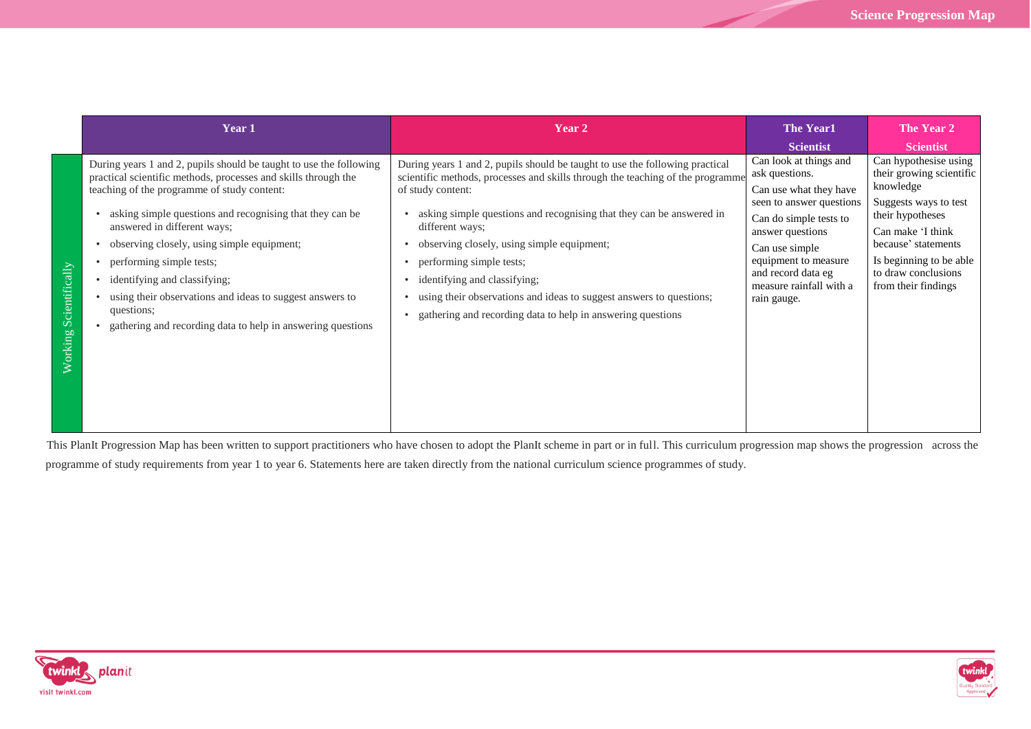| | Year 1 | Year 2 | The Year1 Scientist | The Year 2 Scientist |
|---|---|---|---|---|
| Working Scientifically | During years 1 and 2, pupils should be taught to use the following practical scientific methods, processes and skills through the teaching of the programme of study content:<br>• asking simple questions and recognising that they can be answered in different ways;<br>• observing closely, using simple equipment;<br>• performing simple tests;<br>• identifying and classifying;<br>• using their observations and ideas to suggest answers to questions;<br>• gathering and recording data to help in answering questions | During years 1 and 2, pupils should be taught to use the following practical scientific methods, processes and skills through the teaching of the programme of study content:<br>• asking simple questions and recognising that they can be answered in different ways;<br>• observing closely, using simple equipment;<br>• performing simple tests;<br>• identifying and classifying;<br>• using their observations and ideas to suggest answers to questions;<br>• gathering and recording data to help in answering questions | Can look at things and ask questions.<br>Can use what they have seen to answer questions<br>Can do simple tests to answer questions<br>Can use simple equipment to measure and record data eg measure rainfall with a rain gauge. | Can hypothesise using their growing scientific knowledge<br>Suggests ways to test their hypotheses<br>Can make 'I think because' statements<br>Is beginning to be able to draw conclusions from their findings |

This PlanIt Progression Map has been written to support practitioners who have chosen to adopt the PlanIt scheme in part or in full. This curriculum progression map shows the progression across the programme of study requirements from year 1 to year 6. Statements here are taken directly from the national curriculum science programmes of study.